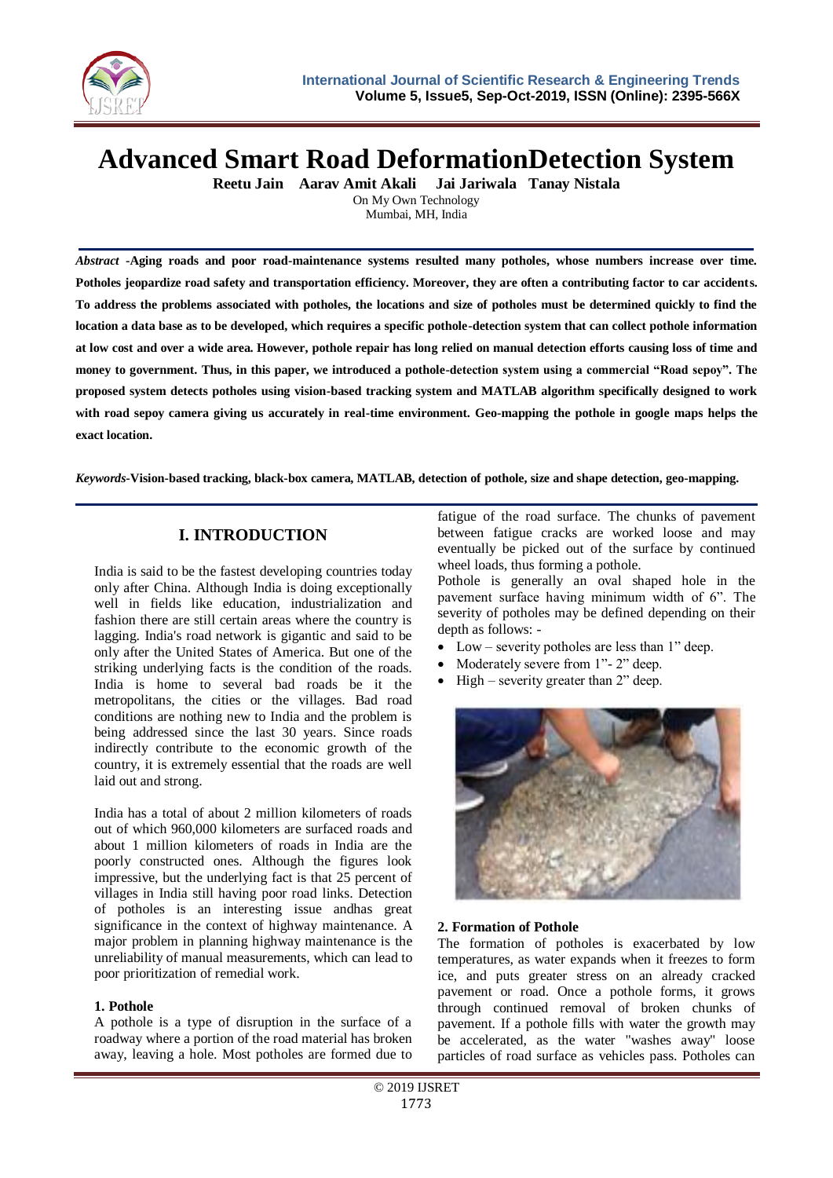# Advanced Smart Road DeformationDetection System

**Reetu Jain Aarav Amit Akali Jai Jariwala Tanay Nistala**

On My Own Technology
Mumbai, MH, India

***Abstract*** **-Aging roads and poor road-maintenance systems resulted many potholes, whose numbers increase over time. Potholes jeopardize road safety and transportation efficiency. Moreover, they are often a contributing factor to car accidents. To address the problems associated with potholes, the locations and size of potholes must be determined quickly to find the location a data base as to be developed, which requires a specific pothole-detection system that can collect pothole information at low cost and over a wide area. However, pothole repair has long relied on manual detection efforts causing loss of time and money to government. Thus, in this paper, we introduced a pothole-detection system using a commercial "Road sepoy". The proposed system detects potholes using vision-based tracking system and MATLAB algorithm specifically designed to work with road sepoy camera giving us accurately in real-time environment. Geo-mapping the pothole in google maps helps the exact location.**

***Keywords***-**Vision-based tracking, black-box camera, MATLAB, detection of pothole, size and shape detection, geo-mapping.**

## I. INTRODUCTION

India is said to be the fastest developing countries today only after China. Although India is doing exceptionally well in fields like education, industrialization and fashion there are still certain areas where the country is lagging. India's road network is gigantic and said to be only after the United States of America. But one of the striking underlying facts is the condition of the roads. India is home to several bad roads be it the metropolitans, the cities or the villages. Bad road conditions are nothing new to India and the problem is being addressed since the last 30 years. Since roads indirectly contribute to the economic growth of the country, it is extremely essential that the roads are well laid out and strong.

India has a total of about 2 million kilometers of roads out of which 960,000 kilometers are surfaced roads and about 1 million kilometers of roads in India are the poorly constructed ones. Although the figures look impressive, but the underlying fact is that 25 percent of villages in India still having poor road links. Detection of potholes is an interesting issue andhas great significance in the context of highway maintenance. A major problem in planning highway maintenance is the unreliability of manual measurements, which can lead to poor prioritization of remedial work.

### 1. Pothole

A pothole is a type of disruption in the surface of a roadway where a portion of the road material has broken away, leaving a hole. Most potholes are formed due to fatigue of the road surface. The chunks of pavement between fatigue cracks are worked loose and may eventually be picked out of the surface by continued wheel loads, thus forming a pothole.

Pothole is generally an oval shaped hole in the pavement surface having minimum width of 6". The severity of potholes may be defined depending on their depth as follows: -

- Low – severity potholes are less than 1" deep.
- Moderately severe from 1"- 2" deep.
- High – severity greater than 2" deep.

### 2. Formation of Pothole

The formation of potholes is exacerbated by low temperatures, as water expands when it freezes to form ice, and puts greater stress on an already cracked pavement or road. Once a pothole forms, it grows through continued removal of broken chunks of pavement. If a pothole fills with water the growth may be accelerated, as the water "washes away" loose particles of road surface as vehicles pass. Potholes can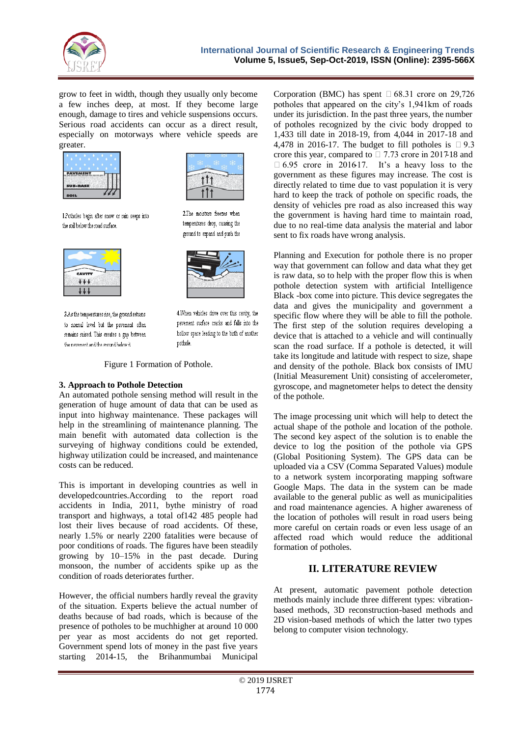grow to feet in width, though they usually only become a few inches deep, at most. If they become large enough, damage to tires and vehicle suspensions occurs. Serious road accidents can occur as a direct result, especially on motorways where vehicle speeds are greater.

1.Potholes begin after snow or rain seeps into the soil below the road surface.

2.The moisture freezes when temperatures drop, causing the ground to expand and push the

3.As the temperatures rise, the ground returns to normal level but the pavement often remains raised. This creates a gap between the pavement and the ground below it.

4.When vehicles drive over this cavity, the pavement surface cracks and falls into the hollow space leading to the birth of another pothole.

Figure 1 Formation of Pothole.

### 3. Approach to Pothole Detection

An automated pothole sensing method will result in the generation of huge amount of data that can be used as input into highway maintenance. These packages will help in the streamlining of maintenance planning. The main benefit with automated data collection is the surveying of highway conditions could be extended, highway utilization could be increased, and maintenance costs can be reduced.

This is important in developing countries as well in developedcountries.According to the report road accidents in India, 2011, bythe ministry of road transport and highways, a total of142 485 people had lost their lives because of road accidents. Of these, nearly 1.5% or nearly 2200 fatalities were because of poor conditions of roads. The figures have been steadily growing by 10–15% in the past decade. During monsoon, the number of accidents spike up as the condition of roads deteriorates further.

However, the official numbers hardly reveal the gravity of the situation. Experts believe the actual number of deaths because of bad roads, which is because of the presence of potholes to be muchhigher at around 10 000 per year as most accidents do not get reported. Government spend lots of money in the past five years starting 2014-15, the Brihanmumbai Municipal Corporation (BMC) has spent ₹ 68.31 crore on 29,726 potholes that appeared on the city's 1,941km of roads under its jurisdiction. In the past three years, the number of potholes recognized by the civic body dropped to 1,433 till date in 2018-19, from 4,044 in 2017-18 and 4,478 in 2016-17. The budget to fill potholes is ₹ 9.3 crore this year, compared to ₹ 7.73 crore in 2017-18 and ₹ 6.95 crore in 2016-17. It's a heavy loss to the government as these figures may increase. The cost is directly related to time due to vast population it is very hard to keep the track of pothole on specific roads, the density of vehicles pre road as also increased this way the government is having hard time to maintain road, due to no real-time data analysis the material and labor sent to fix roads have wrong analysis.

Planning and Execution for pothole there is no proper way that government can follow and data what they get is raw data, so to help with the proper flow this is when pothole detection system with artificial Intelligence Black -box come into picture. This device segregates the data and gives the municipality and government a specific flow where they will be able to fill the pothole. The first step of the solution requires developing a device that is attached to a vehicle and will continually scan the road surface. If a pothole is detected, it will take its longitude and latitude with respect to size, shape and density of the pothole. Black box consists of IMU (Initial Measurement Unit) consisting of accelerometer, gyroscope, and magnetometer helps to detect the density of the pothole.

The image processing unit which will help to detect the actual shape of the pothole and location of the pothole. The second key aspect of the solution is to enable the device to log the position of the pothole via GPS (Global Positioning System). The GPS data can be uploaded via a CSV (Comma Separated Values) module to a network system incorporating mapping software Google Maps. The data in the system can be made available to the general public as well as municipalities and road maintenance agencies. A higher awareness of the location of potholes will result in road users being more careful on certain roads or even less usage of an affected road which would reduce the additional formation of potholes.

## II. LITERATURE REVIEW

At present, automatic pavement pothole detection methods mainly include three different types: vibration-based methods, 3D reconstruction-based methods and 2D vision-based methods of which the latter two types belong to computer vision technology.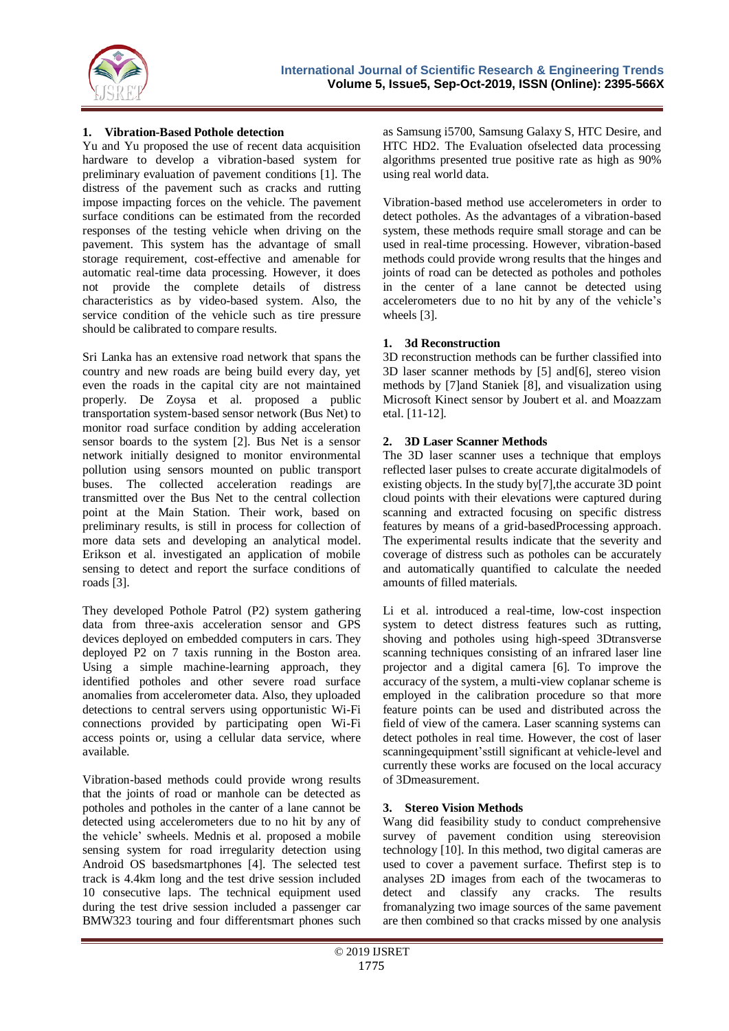### 1. Vibration-Based Pothole detection

Yu and Yu proposed the use of recent data acquisition hardware to develop a vibration-based system for preliminary evaluation of pavement conditions [1]. The distress of the pavement such as cracks and rutting impose impacting forces on the vehicle. The pavement surface conditions can be estimated from the recorded responses of the testing vehicle when driving on the pavement. This system has the advantage of small storage requirement, cost-effective and amenable for automatic real-time data processing. However, it does not provide the complete details of distress characteristics as by video-based system. Also, the service condition of the vehicle such as tire pressure should be calibrated to compare results.

Sri Lanka has an extensive road network that spans the country and new roads are being build every day, yet even the roads in the capital city are not maintained properly. De Zoysa et al. proposed a public transportation system-based sensor network (Bus Net) to monitor road surface condition by adding acceleration sensor boards to the system [2]. Bus Net is a sensor network initially designed to monitor environmental pollution using sensors mounted on public transport buses. The collected acceleration readings are transmitted over the Bus Net to the central collection point at the Main Station. Their work, based on preliminary results, is still in process for collection of more data sets and developing an analytical model. Erikson et al. investigated an application of mobile sensing to detect and report the surface conditions of roads [3].

They developed Pothole Patrol (P2) system gathering data from three-axis acceleration sensor and GPS devices deployed on embedded computers in cars. They deployed P2 on 7 taxis running in the Boston area. Using a simple machine-learning approach, they identified potholes and other severe road surface anomalies from accelerometer data. Also, they uploaded detections to central servers using opportunistic Wi-Fi connections provided by participating open Wi-Fi access points or, using a cellular data service, where available.

Vibration-based methods could provide wrong results that the joints of road or manhole can be detected as potholes and potholes in the canter of a lane cannot be detected using accelerometers due to no hit by any of the vehicle' swheels. Mednis et al. proposed a mobile sensing system for road irregularity detection using Android OS basedsmartphones [4]. The selected test track is 4.4km long and the test drive session included 10 consecutive laps. The technical equipment used during the test drive session included a passenger car BMW323 touring and four differentsmart phones such as Samsung i5700, Samsung Galaxy S, HTC Desire, and HTC HD2. The Evaluation ofselected data processing algorithms presented true positive rate as high as 90% using real world data.

Vibration-based method use accelerometers in order to detect potholes. As the advantages of a vibration-based system, these methods require small storage and can be used in real-time processing. However, vibration-based methods could provide wrong results that the hinges and joints of road can be detected as potholes and potholes in the center of a lane cannot be detected using accelerometers due to no hit by any of the vehicle's wheels [3].

### 1. 3d Reconstruction

3D reconstruction methods can be further classified into 3D laser scanner methods by [5] and[6], stereo vision methods by [7]and Staniek [8], and visualization using Microsoft Kinect sensor by Joubert et al. and Moazzam etal. [11-12].

### 2. 3D Laser Scanner Methods

The 3D laser scanner uses a technique that employs reflected laser pulses to create accurate digitalmodels of existing objects. In the study by[7],the accurate 3D point cloud points with their elevations were captured during scanning and extracted focusing on specific distress features by means of a grid-basedProcessing approach. The experimental results indicate that the severity and coverage of distress such as potholes can be accurately and automatically quantified to calculate the needed amounts of filled materials.

Li et al. introduced a real-time, low-cost inspection system to detect distress features such as rutting, shoving and potholes using high-speed 3Dtransverse scanning techniques consisting of an infrared laser line projector and a digital camera [6]. To improve the accuracy of the system, a multi-view coplanar scheme is employed in the calibration procedure so that more feature points can be used and distributed across the field of view of the camera. Laser scanning systems can detect potholes in real time. However, the cost of laser scanningequipment'sstill significant at vehicle-level and currently these works are focused on the local accuracy of 3Dmeasurement.

### 3. Stereo Vision Methods

Wang did feasibility study to conduct comprehensive survey of pavement condition using stereovision technology [10]. In this method, two digital cameras are used to cover a pavement surface. Thefirst step is to analyses 2D images from each of the twocameras to detect and classify any cracks. The results fromanalyzing two image sources of the same pavement are then combined so that cracks missed by one analysis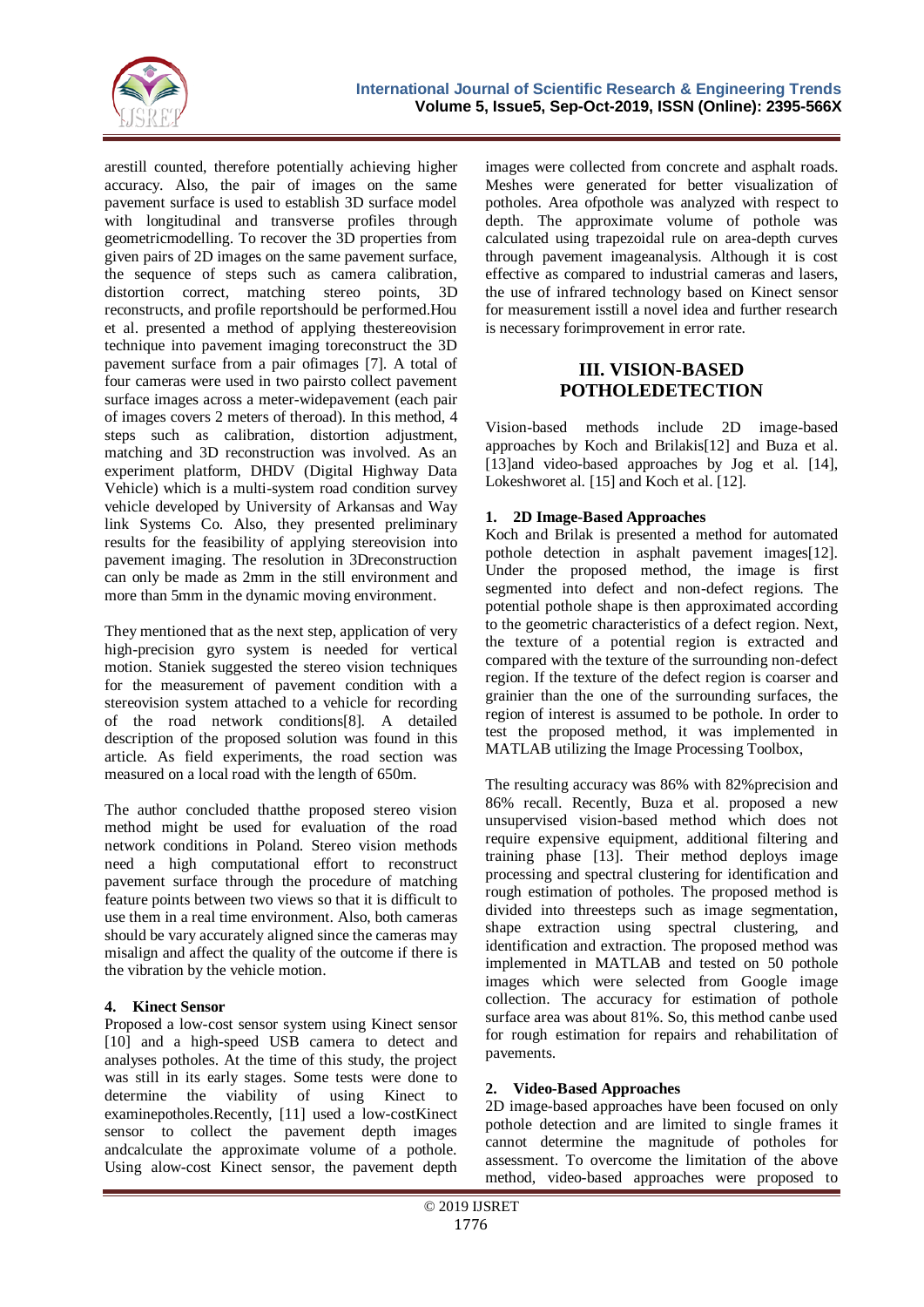arestill counted, therefore potentially achieving higher accuracy. Also, the pair of images on the same pavement surface is used to establish 3D surface model with longitudinal and transverse profiles through geometricmodelling. To recover the 3D properties from given pairs of 2D images on the same pavement surface, the sequence of steps such as camera calibration, distortion correct, matching stereo points, 3D reconstructs, and profile reportshould be performed.Hou et al. presented a method of applying thestereovision technique into pavement imaging toreconstruct the 3D pavement surface from a pair ofimages [7]. A total of four cameras were used in two pairsto collect pavement surface images across a meter-widepavement (each pair of images covers 2 meters of theroad). In this method, 4 steps such as calibration, distortion adjustment, matching and 3D reconstruction was involved. As an experiment platform, DHDV (Digital Highway Data Vehicle) which is a multi-system road condition survey vehicle developed by University of Arkansas and Way link Systems Co. Also, they presented preliminary results for the feasibility of applying stereovision into pavement imaging. The resolution in 3Dreconstruction can only be made as 2mm in the still environment and more than 5mm in the dynamic moving environment.

They mentioned that as the next step, application of very high-precision gyro system is needed for vertical motion. Staniek suggested the stereo vision techniques for the measurement of pavement condition with a stereovision system attached to a vehicle for recording of the road network conditions[8]. A detailed description of the proposed solution was found in this article. As field experiments, the road section was measured on a local road with the length of 650m.

The author concluded thatthe proposed stereo vision method might be used for evaluation of the road network conditions in Poland. Stereo vision methods need a high computational effort to reconstruct pavement surface through the procedure of matching feature points between two views so that it is difficult to use them in a real time environment. Also, both cameras should be vary accurately aligned since the cameras may misalign and affect the quality of the outcome if there is the vibration by the vehicle motion.

### 4. Kinect Sensor

Proposed a low-cost sensor system using Kinect sensor [10] and a high-speed USB camera to detect and analyses potholes. At the time of this study, the project was still in its early stages. Some tests were done to determine the viability of using Kinect to examinepotholes.Recently, [11] used a low-costKinect sensor to collect the pavement depth images andcalculate the approximate volume of a pothole. Using alow-cost Kinect sensor, the pavement depth images were collected from concrete and asphalt roads. Meshes were generated for better visualization of potholes. Area ofpothole was analyzed with respect to depth. The approximate volume of pothole was calculated using trapezoidal rule on area-depth curves through pavement imageanalysis. Although it is cost effective as compared to industrial cameras and lasers, the use of infrared technology based on Kinect sensor for measurement isstill a novel idea and further research is necessary forimprovement in error rate.

## III. VISION-BASED POTHOLEDETECTION

Vision-based methods include 2D image-based approaches by Koch and Brilakis[12] and Buza et al. [13]and video-based approaches by Jog et al. [14], Lokeshworet al. [15] and Koch et al. [12].

### 1. 2D Image-Based Approaches

Koch and Brilak is presented a method for automated pothole detection in asphalt pavement images[12]. Under the proposed method, the image is first segmented into defect and non-defect regions. The potential pothole shape is then approximated according to the geometric characteristics of a defect region. Next, the texture of a potential region is extracted and compared with the texture of the surrounding non-defect region. If the texture of the defect region is coarser and grainier than the one of the surrounding surfaces, the region of interest is assumed to be pothole. In order to test the proposed method, it was implemented in MATLAB utilizing the Image Processing Toolbox,

The resulting accuracy was 86% with 82%precision and 86% recall. Recently, Buza et al. proposed a new unsupervised vision-based method which does not require expensive equipment, additional filtering and training phase [13]. Their method deploys image processing and spectral clustering for identification and rough estimation of potholes. The proposed method is divided into threesteps such as image segmentation, shape extraction using spectral clustering, and identification and extraction. The proposed method was implemented in MATLAB and tested on 50 pothole images which were selected from Google image collection. The accuracy for estimation of pothole surface area was about 81%. So, this method canbe used for rough estimation for repairs and rehabilitation of pavements.

### 2. Video-Based Approaches

2D image-based approaches have been focused on only pothole detection and are limited to single frames it cannot determine the magnitude of potholes for assessment. To overcome the limitation of the above method, video-based approaches were proposed to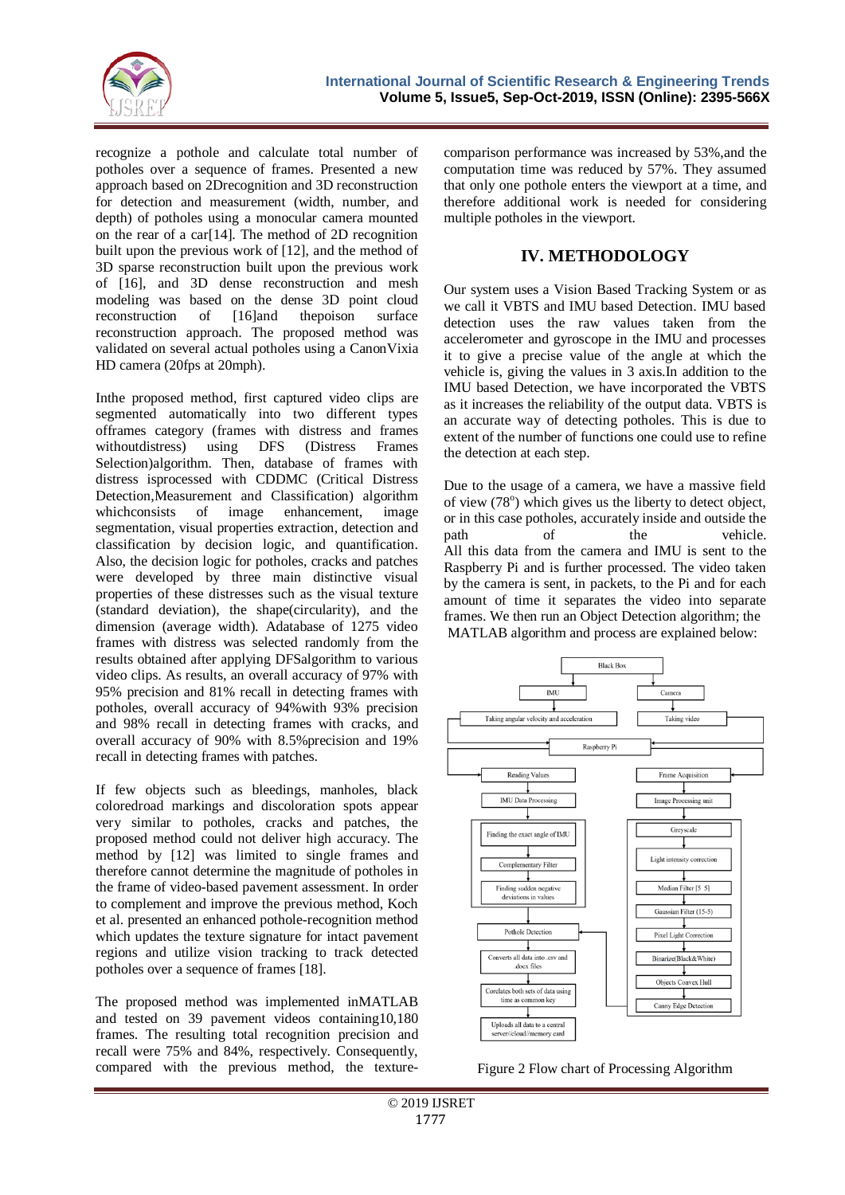recognize a pothole and calculate total number of potholes over a sequence of frames. Presented a new approach based on 2Drecognition and 3D reconstruction for detection and measurement (width, number, and depth) of potholes using a monocular camera mounted on the rear of a car[14]. The method of 2D recognition built upon the previous work of [12], and the method of 3D sparse reconstruction built upon the previous work of [16], and 3D dense reconstruction and mesh modeling was based on the dense 3D point cloud reconstruction of [16]and thepoison surface reconstruction approach. The proposed method was validated on several actual potholes using a CanonVixia HD camera (20fps at 20mph).

Inthe proposed method, first captured video clips are segmented automatically into two different types offrames category (frames with distress and frames withoutdistress) using DFS (Distress Frames Selection)algorithm. Then, database of frames with distress isprocessed with CDDMC (Critical Distress Detection,Measurement and Classification) algorithm whichconsists of image enhancement, image segmentation, visual properties extraction, detection and classification by decision logic, and quantification. Also, the decision logic for potholes, cracks and patches were developed by three main distinctive visual properties of these distresses such as the visual texture (standard deviation), the shape(circularity), and the dimension (average width). Adatabase of 1275 video frames with distress was selected randomly from the results obtained after applying DFSalgorithm to various video clips. As results, an overall accuracy of 97% with 95% precision and 81% recall in detecting frames with potholes, overall accuracy of 94%with 93% precision and 98% recall in detecting frames with cracks, and overall accuracy of 90% with 8.5%precision and 19% recall in detecting frames with patches.

If few objects such as bleedings, manholes, black coloredroad markings and discoloration spots appear very similar to potholes, cracks and patches, the proposed method could not deliver high accuracy. The method by [12] was limited to single frames and therefore cannot determine the magnitude of potholes in the frame of video-based pavement assessment. In order to complement and improve the previous method, Koch et al. presented an enhanced pothole-recognition method which updates the texture signature for intact pavement regions and utilize vision tracking to track detected potholes over a sequence of frames [18].

The proposed method was implemented inMATLAB and tested on 39 pavement videos containing10,180 frames. The resulting total recognition precision and recall were 75% and 84%, respectively. Consequently, compared with the previous method, the texture-comparison performance was increased by 53%,and the computation time was reduced by 57%. They assumed that only one pothole enters the viewport at a time, and therefore additional work is needed for considering multiple potholes in the viewport.

## IV. METHODOLOGY

Our system uses a Vision Based Tracking System or as we call it VBTS and IMU based Detection. IMU based detection uses the raw values taken from the accelerometer and gyroscope in the IMU and processes it to give a precise value of the angle at which the vehicle is, giving the values in 3 axis.In addition to the IMU based Detection, we have incorporated the VBTS as it increases the reliability of the output data. VBTS is an accurate way of detecting potholes. This is due to extent of the number of functions one could use to refine the detection at each step.

Due to the usage of a camera, we have a massive field of view (78°) which gives us the liberty to detect object, or in this case potholes, accurately inside and outside the path of the vehicle. All this data from the camera and IMU is sent to the Raspberry Pi and is further processed. The video taken by the camera is sent, in packets, to the Pi and for each amount of time it separates the video into separate frames. We then run an Object Detection algorithm; the MATLAB algorithm and process are explained below:

Black Box
IMU
Camera
Taking angular velocity and acceleration
Taking video
Raspberry Pi
Reading Values
IMU Data Processing
Finding the exact angle of IMU
Complementary Filter
Finding sudden negative deviations in values
Pothole Detection
Converts all data into .csv and .docx files
Corelates both sets of data using time as common key
Uploads all data to a central server//cloud//memory card
Frame Acquisition
Image Processing unit
Greyscale
Light intensity correction
Median Filter [5 5]
Gaussian Filter (15-5)
Pixel Light Correction
Binarize(Black&White)
Objects Convex Hull
Canny Edge Detection

Figure 2 Flow chart of Processing Algorithm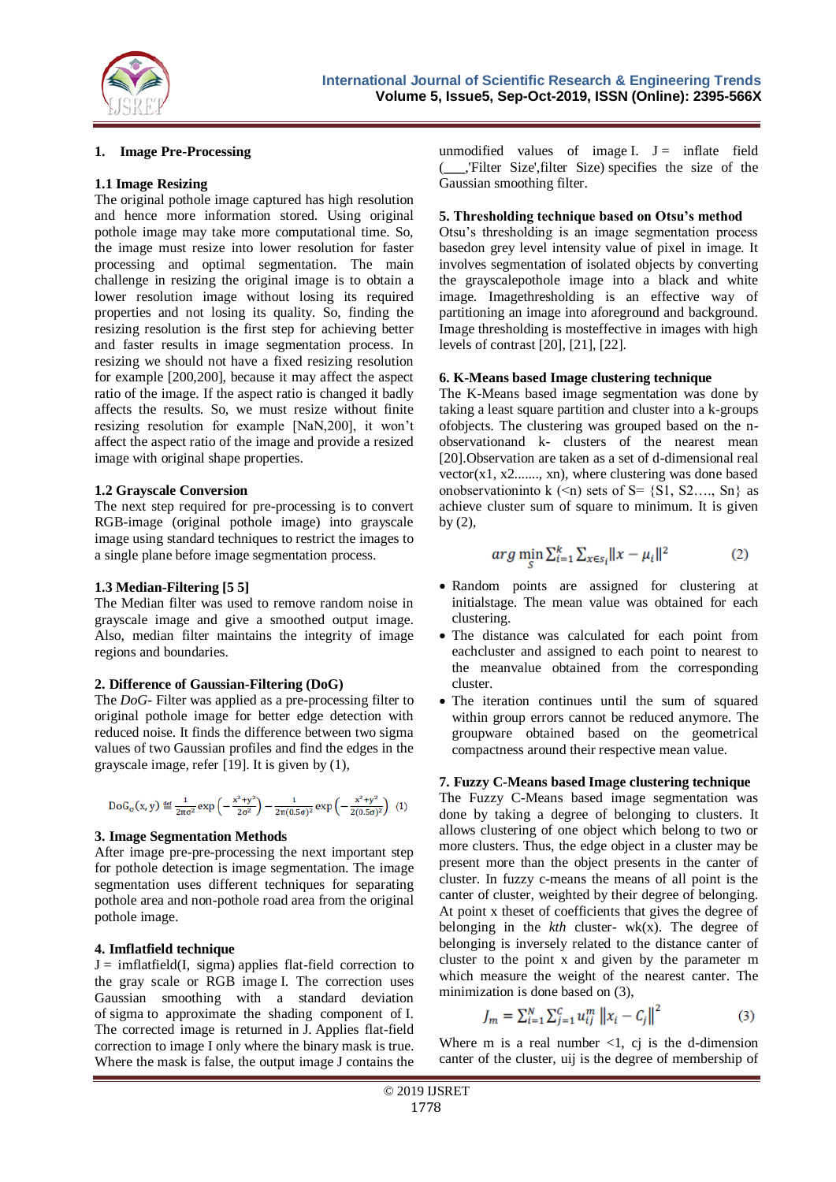## 1. Image Pre-Processing

### 1.1 Image Resizing

The original pothole image captured has high resolution and hence more information stored. Using original pothole image may take more computational time. So, the image must resize into lower resolution for faster processing and optimal segmentation. The main challenge in resizing the original image is to obtain a lower resolution image without losing its required properties and not losing its quality. So, finding the resizing resolution is the first step for achieving better and faster results in image segmentation process. In resizing we should not have a fixed resizing resolution for example [200,200], because it may affect the aspect ratio of the image. If the aspect ratio is changed it badly affects the results. So, we must resize without finite resizing resolution for example [NaN,200], it won't affect the aspect ratio of the image and provide a resized image with original shape properties.

### 1.2 Grayscale Conversion

The next step required for pre-processing is to convert RGB-image (original pothole image) into grayscale image using standard techniques to restrict the images to a single plane before image segmentation process.

### 1.3 Median-Filtering [5 5]

The Median filter was used to remove random noise in grayscale image and give a smoothed output image. Also, median filter maintains the integrity of image regions and boundaries.

## 2. Difference of Gaussian-Filtering (DoG)

The *DoG*- Filter was applied as a pre-processing filter to original pothole image for better edge detection with reduced noise. It finds the difference between two sigma values of two Gaussian profiles and find the edges in the grayscale image, refer [19]. It is given by (1),

$$\mathrm{DoG}_{\sigma}(x,y) \overset{\text{def}}{=} \frac{1}{2\pi\sigma^2}\exp\left(-\frac{x^2+y^2}{2\sigma^2}\right) - \frac{1}{2\pi(0.5\sigma)^2}\exp\left(-\frac{x^2+y^2}{2(0.5\sigma)^2}\right) \quad (1)$$

## 3. Image Segmentation Methods

After image pre-pre-processing the next important step for pothole detection is image segmentation. The image segmentation uses different techniques for separating pothole area and non-pothole road area from the original pothole image.

## 4. Imflatfield technique

J = imflatfield(I, sigma) applies flat-field correction to the gray scale or RGB image I. The correction uses Gaussian smoothing with a standard deviation of sigma to approximate the shading component of I. The corrected image is returned in J. Applies flat-field correction to image I only where the binary mask is true. Where the mask is false, the output image J contains the unmodified values of image I. J = inflate field (___,'Filter Size',filter Size) specifies the size of the Gaussian smoothing filter.

## 5. Thresholding technique based on Otsu's method

Otsu's thresholding is an image segmentation process basedon grey level intensity value of pixel in image. It involves segmentation of isolated objects by converting the grayscalepothole image into a black and white image. Imagethresholding is an effective way of partitioning an image into aforeground and background. Image thresholding is mosteffective in images with high levels of contrast [20], [21], [22].

## 6. K-Means based Image clustering technique

The K-Means based image segmentation was done by taking a least square partition and cluster into a k-groups ofobjects. The clustering was grouped based on the n-observationand k- clusters of the nearest mean [20].Observation are taken as a set of d-dimensional real vector(x1, x2......., xn), where clustering was done based onobservationinto k (<n) sets of S= {S1, S2…., Sn} as achieve cluster sum of square to minimum. It is given by (2),

$$\arg\min_{S} \sum_{i=1}^{k} \sum_{x\in s_i} \|x-\mu_i\|^2 \quad (2)$$

- Random points are assigned for clustering at initialstage. The mean value was obtained for each clustering.
- The distance was calculated for each point from eachcluster and assigned to each point to nearest to the meanvalue obtained from the corresponding cluster.
- The iteration continues until the sum of squared within group errors cannot be reduced anymore. The groupware obtained based on the geometrical compactness around their respective mean value.

## 7. Fuzzy C-Means based Image clustering technique

The Fuzzy C-Means based image segmentation was done by taking a degree of belonging to clusters. It allows clustering of one object which belong to two or more clusters. Thus, the edge object in a cluster may be present more than the object presents in the canter of cluster. In fuzzy c-means the means of all point is the canter of cluster, weighted by their degree of belonging. At point x theset of coefficients that gives the degree of belonging in the *kth* cluster- wk(x). The degree of belonging is inversely related to the distance canter of cluster to the point x and given by the parameter m which measure the weight of the nearest canter. The minimization is done based on (3),

$$J_m = \sum_{i=1}^{N} \sum_{j=1}^{C} u_{ij}^{m} \left\|x_i - C_j\right\|^2 \quad (3)$$

Where m is a real number <1, cj is the d-dimension canter of the cluster, uij is the degree of membership of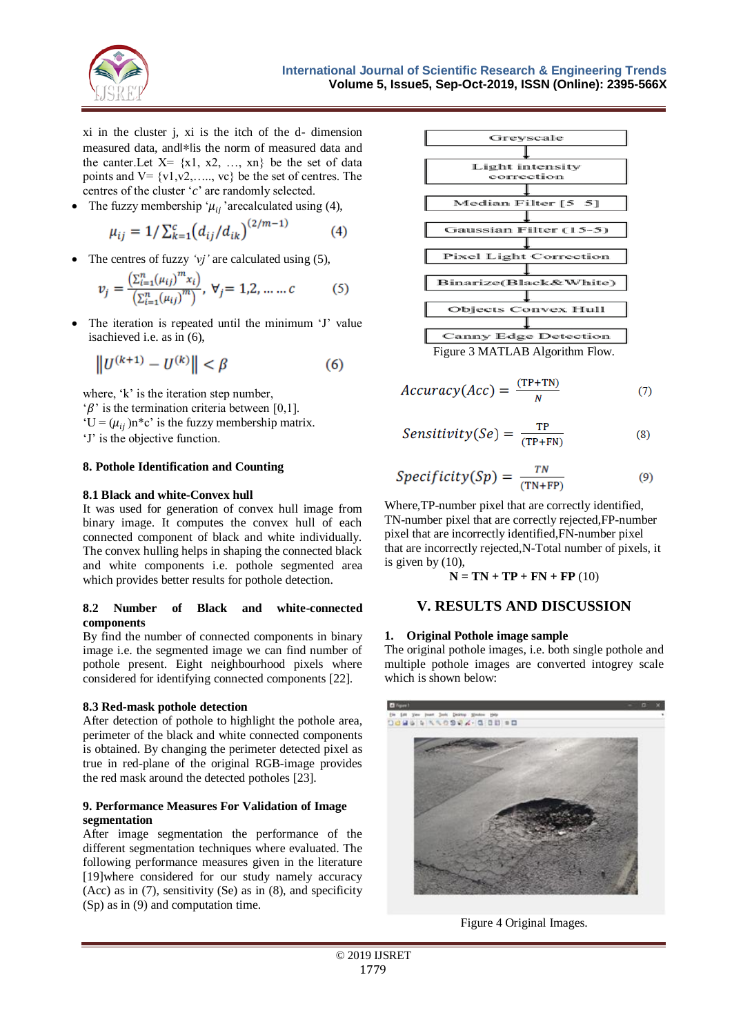xi in the cluster j, xi is the itch of the d- dimension measured data, and‖*‖is the norm of measured data and the canter.Let X= {x1, x2, …, xn} be the set of data points and V= {v1,v2,….., vc} be the set of centres. The centres of the cluster '*c*' are randomly selected.

- The fuzzy membership '$\mu_{ij}$ 'arecalculated using (4),

$$\mu_{ij} = 1/\sum_{k=1}^{c}\left(d_{ij}/d_{ik}\right)^{(2/m-1)} \qquad (4)$$

- The centres of fuzzy '*vj*' are calculated using (5),

$$v_j = \frac{\left(\sum_{i=1}^{n}(\mu_{ij})^m x_i\right)}{\left(\sum_{i=1}^{n}(\mu_{ij})^m\right)}, \ \forall_j = 1,2,\ldots\ldots c \qquad (5)$$

- The iteration is repeated until the minimum 'J' value isachieved i.e. as in (6),

$$\left\|U^{(k+1)} - U^{(k)}\right\| < \beta \qquad (6)$$

where, 'k' is the iteration step number,
'$\beta$' is the termination criteria between [0,1].
'U = ($\mu_{ij}$ )n*c' is the fuzzy membership matrix.
'J' is the objective function.

## 8. Pothole Identification and Counting

### 8.1 Black and white-Convex hull

It was used for generation of convex hull image from binary image. It computes the convex hull of each connected component of black and white individually. The convex hulling helps in shaping the connected black and white components i.e. pothole segmented area which provides better results for pothole detection.

### 8.2 Number of Black and white-connected components

By find the number of connected components in binary image i.e. the segmented image we can find number of pothole present. Eight neighbourhood pixels where considered for identifying connected components [22].

### 8.3 Red-mask pothole detection

After detection of pothole to highlight the pothole area, perimeter of the black and white connected components is obtained. By changing the perimeter detected pixel as true in red-plane of the original RGB-image provides the red mask around the detected potholes [23].

## 9. Performance Measures For Validation of Image segmentation

After image segmentation the performance of the different segmentation techniques where evaluated. The following performance measures given in the literature [19]where considered for our study namely accuracy (Acc) as in (7), sensitivity (Se) as in (8), and specificity (Sp) as in (9) and computation time.

Greyscale
Light intensity correction
Median Filter [5 5]
Gaussian Filter (15-5)
Pixel Light Correction
Binarize(Black&White)
Objects Convex Hull
Canny Edge Detection

Figure 3 MATLAB Algorithm Flow.

$$Accuracy(Acc) = \frac{(TP+TN)}{N} \qquad (7)$$

$$Sensitivity(Se) = \frac{TP}{(TP+FN)} \qquad (8)$$

$$Specificity(Sp) = \frac{TN}{(TN+FP)} \qquad (9)$$

Where,TP-number pixel that are correctly identified, TN-number pixel that are correctly rejected,FP-number pixel that are incorrectly identified,FN-number pixel that are incorrectly rejected,N-Total number of pixels, it is given by (10),

**N = TN + TP + FN + FP** (10)

# V. RESULTS AND DISCUSSION

### 1. Original Pothole image sample

The original pothole images, i.e. both single pothole and multiple pothole images are converted intogrey scale which is shown below:

Figure 4 Original Images.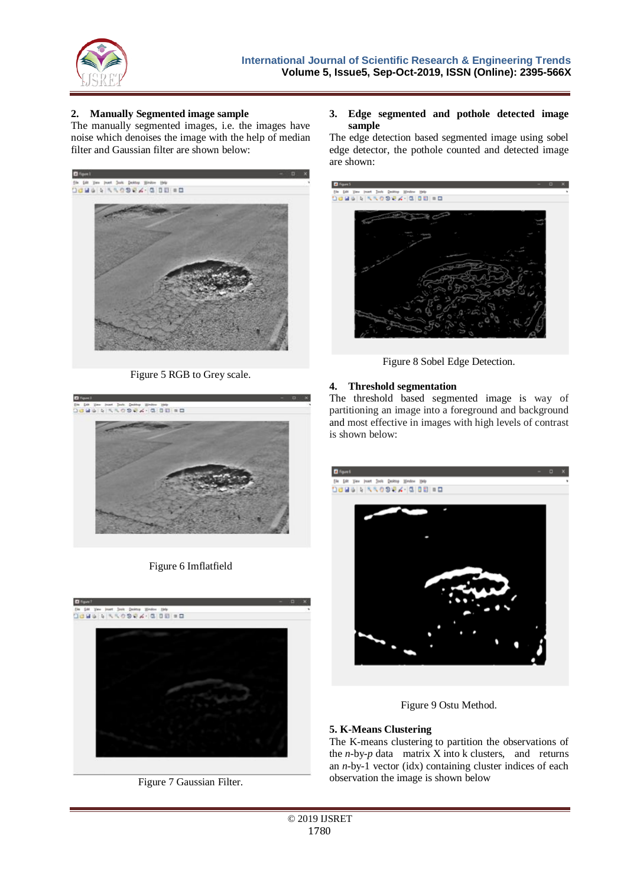## 2. Manually Segmented image sample

The manually segmented images, i.e. the images have noise which denoises the image with the help of median filter and Gaussian filter are shown below:

Figure 5 RGB to Grey scale.

Figure 6 Imflatfield

Figure 7 Gaussian Filter.

## 3. Edge segmented and pothole detected image sample

The edge detection based segmented image using sobel edge detector, the pothole counted and detected image are shown:

Figure 8 Sobel Edge Detection.

## 4. Threshold segmentation

The threshold based segmented image is way of partitioning an image into a foreground and background and most effective in images with high levels of contrast is shown below:

Figure 9 Ostu Method.

## 5. K-Means Clustering

The K-means clustering to partition the observations of the *n*-by-*p* data matrix X into k clusters, and returns an *n*-by-1 vector (idx) containing cluster indices of each observation the image is shown below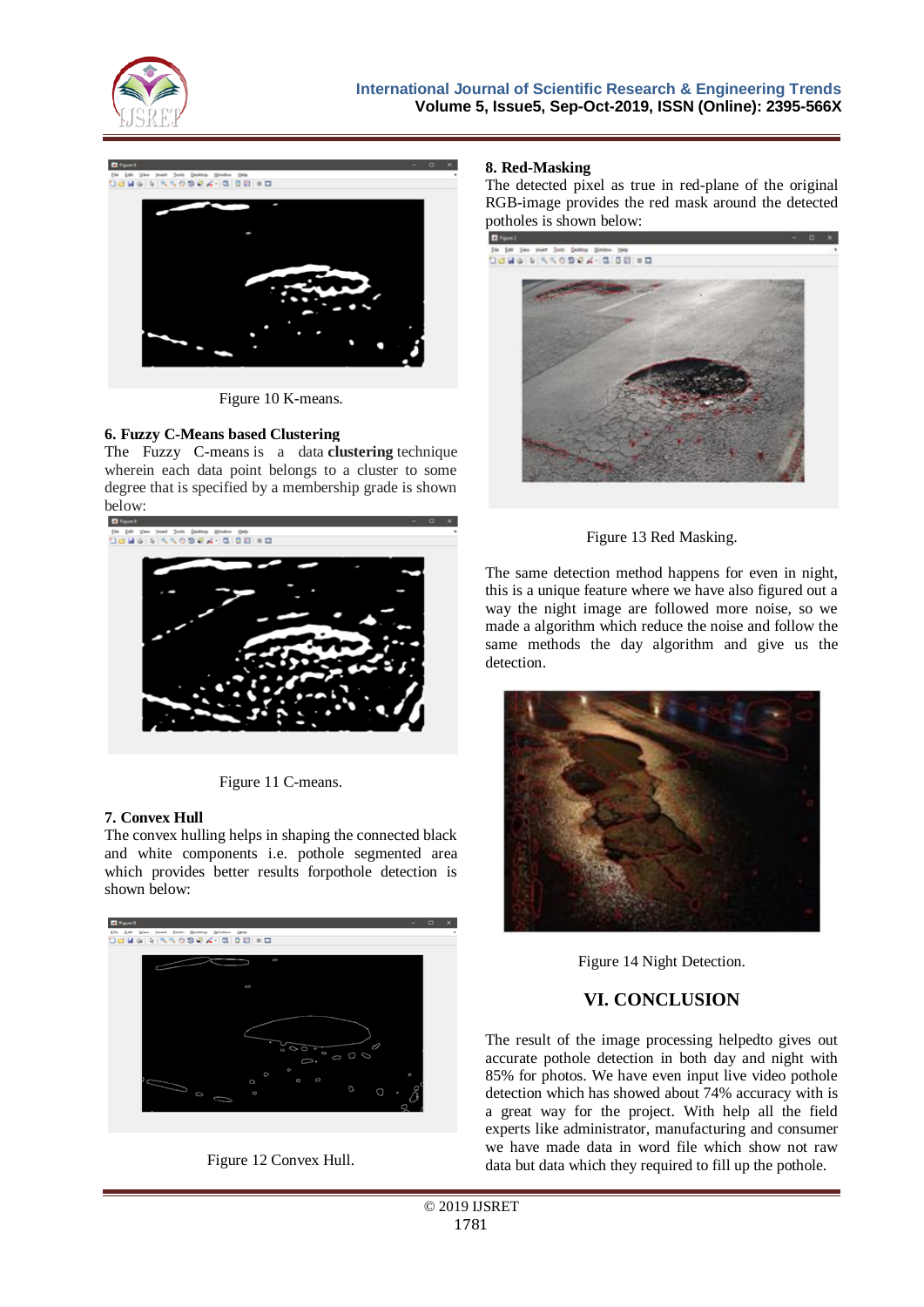Figure 10 K-means.

### 6. Fuzzy C-Means based Clustering

The Fuzzy C-means is a data **clustering** technique wherein each data point belongs to a cluster to some degree that is specified by a membership grade is shown below:

Figure 11 C-means.

### 7. Convex Hull

The convex hulling helps in shaping the connected black and white components i.e. pothole segmented area which provides better results forpothole detection is shown below:

Figure 12 Convex Hull.

### 8. Red-Masking

The detected pixel as true in red-plane of the original RGB-image provides the red mask around the detected potholes is shown below:

Figure 13 Red Masking.

The same detection method happens for even in night, this is a unique feature where we have also figured out a way the night image are followed more noise, so we made a algorithm which reduce the noise and follow the same methods the day algorithm and give us the detection.

Figure 14 Night Detection.

## VI. CONCLUSION

The result of the image processing helpedto gives out accurate pothole detection in both day and night with 85% for photos. We have even input live video pothole detection which has showed about 74% accuracy with is a great way for the project. With help all the field experts like administrator, manufacturing and consumer we have made data in word file which show not raw data but data which they required to fill up the pothole.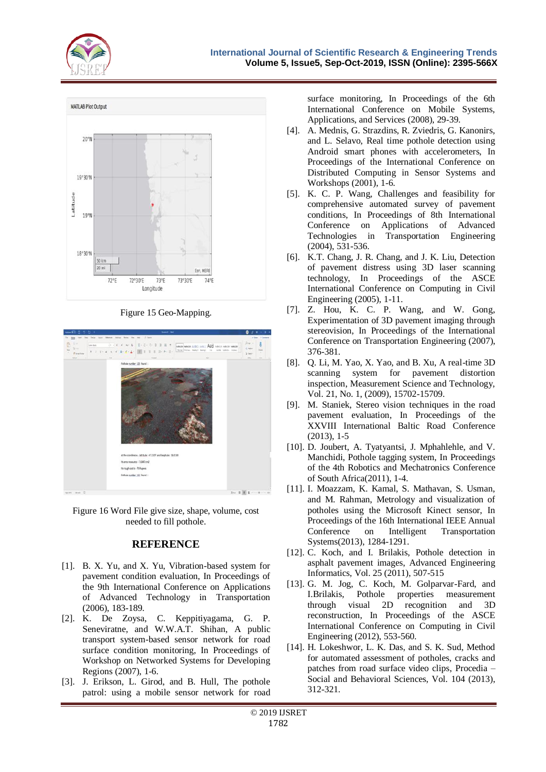MATLAB Plot Output

20°N
19°30'N
19°N
18°30'N
Latitude
50 km
20 mi
Esri, HERE
72°E 72°30'E 73°E 73°30'E 74°E
Longitude

Figure 15 Geo-Mapping.

Figure 16 Word File give size, shape, volume, cost needed to fill pothole.

## REFERENCE

[1]. B. X. Yu, and X. Yu, Vibration-based system for pavement condition evaluation, In Proceedings of the 9th International Conference on Applications of Advanced Technology in Transportation (2006), 183-189.

[2]. K. De Zoysa, C. Keppitiyagama, G. P. Seneviratne, and W.W.A.T. Shihan, A public transport system-based sensor network for road surface condition monitoring, In Proceedings of Workshop on Networked Systems for Developing Regions (2007), 1-6.

[3]. J. Erikson, L. Girod, and B. Hull, The pothole patrol: using a mobile sensor network for road surface monitoring, In Proceedings of the 6th International Conference on Mobile Systems, Applications, and Services (2008), 29-39.

[4]. A. Mednis, G. Strazdins, R. Zviedris, G. Kanonirs, and L. Selavo, Real time pothole detection using Android smart phones with accelerometers, In Proceedings of the International Conference on Distributed Computing in Sensor Systems and Workshops (2001), 1-6.

[5]. K. C. P. Wang, Challenges and feasibility for comprehensive automated survey of pavement conditions, In Proceedings of 8th International Conference on Applications of Advanced Technologies in Transportation Engineering (2004), 531-536.

[6]. K.T. Chang, J. R. Chang, and J. K. Liu, Detection of pavement distress using 3D laser scanning technology, In Proceedings of the ASCE International Conference on Computing in Civil Engineering (2005), 1-11.

[7]. Z. Hou, K. C. P. Wang, and W. Gong, Experimentation of 3D pavement imaging through stereovision, In Proceedings of the International Conference on Transportation Engineering (2007), 376-381.

[8]. Q. Li, M. Yao, X. Yao, and B. Xu, A real-time 3D scanning system for pavement distortion inspection, Measurement Science and Technology, Vol. 21, No. 1, (2009), 15702-15709.

[9]. M. Staniek, Stereo vision techniques in the road pavement evaluation, In Proceedings of the XXVIII International Baltic Road Conference (2013), 1-5

[10]. D. Joubert, A. Tyatyantsi, J. Mphahlehle, and V. Manchidi, Pothole tagging system, In Proceedings of the 4th Robotics and Mechatronics Conference of South Africa(2011), 1-4.

[11]. I. Moazzam, K. Kamal, S. Mathavan, S. Usman, and M. Rahman, Metrology and visualization of potholes using the Microsoft Kinect sensor, In Proceedings of the 16th International IEEE Annual Conference on Intelligent Transportation Systems(2013), 1284-1291.

[12]. C. Koch, and I. Brilakis, Pothole detection in asphalt pavement images, Advanced Engineering Informatics, Vol. 25 (2011), 507-515

[13]. G. M. Jog, C. Koch, M. Golparvar-Fard, and I.Brilakis, Pothole properties measurement through visual 2D recognition and 3D reconstruction, In Proceedings of the ASCE International Conference on Computing in Civil Engineering (2012), 553-560.

[14]. H. Lokeshwor, L. K. Das, and S. K. Sud, Method for automated assessment of potholes, cracks and patches from road surface video clips, Procedia – Social and Behavioral Sciences, Vol. 104 (2013), 312-321.

© 2019 IJSRET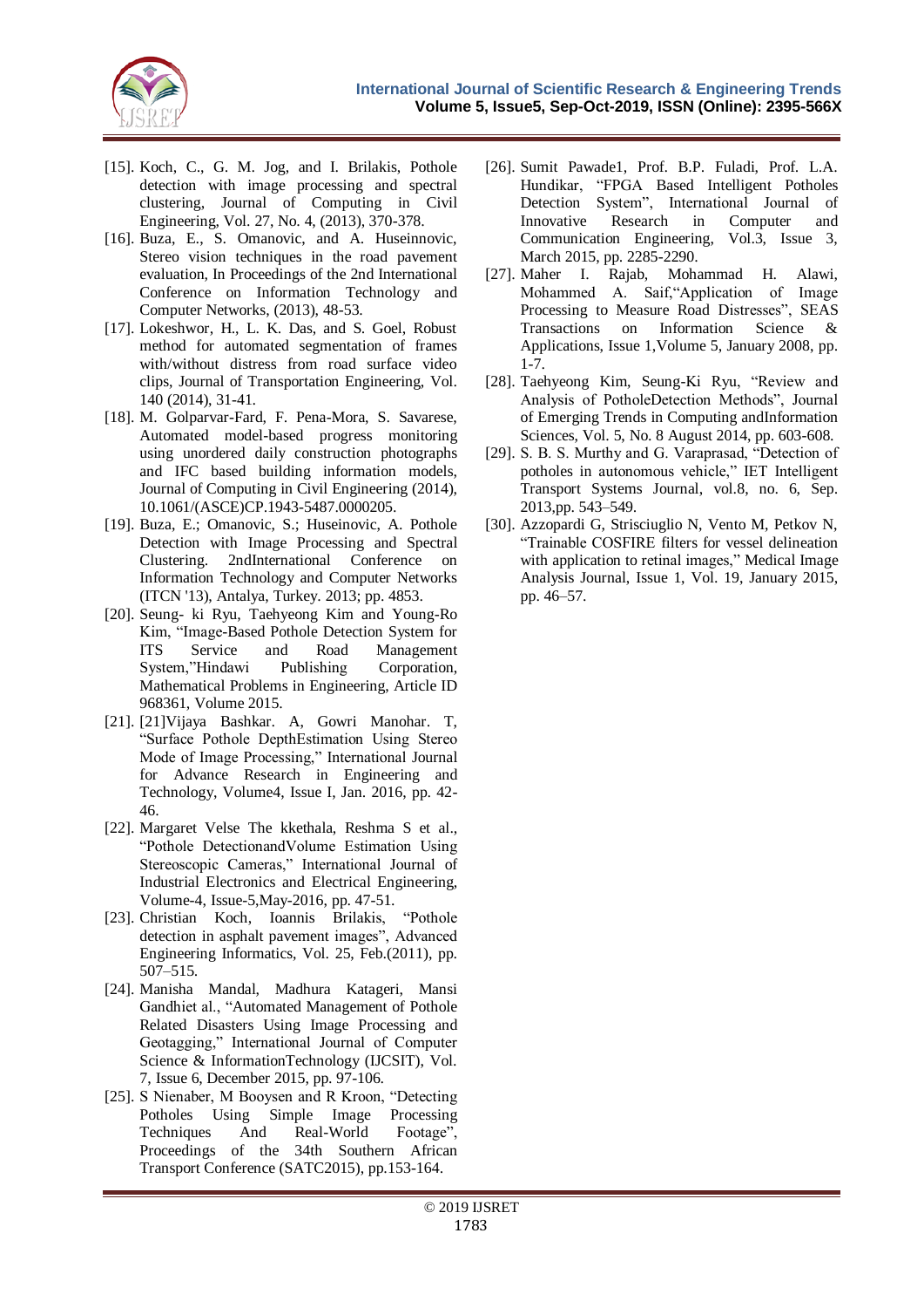[15]. Koch, C., G. M. Jog, and I. Brilakis, Pothole detection with image processing and spectral clustering, Journal of Computing in Civil Engineering, Vol. 27, No. 4, (2013), 370-378.

[16]. Buza, E., S. Omanovic, and A. Huseinnovic, Stereo vision techniques in the road pavement evaluation, In Proceedings of the 2nd International Conference on Information Technology and Computer Networks, (2013), 48-53.

[17]. Lokeshwor, H., L. K. Das, and S. Goel, Robust method for automated segmentation of frames with/without distress from road surface video clips, Journal of Transportation Engineering, Vol. 140 (2014), 31-41.

[18]. M. Golparvar-Fard, F. Pena-Mora, S. Savarese, Automated model-based progress monitoring using unordered daily construction photographs and IFC based building information models, Journal of Computing in Civil Engineering (2014), 10.1061/(ASCE)CP.1943-5487.0000205.

[19]. Buza, E.; Omanovic, S.; Huseinovic, A. Pothole Detection with Image Processing and Spectral Clustering. 2ndInternational Conference on Information Technology and Computer Networks (ITCN '13), Antalya, Turkey. 2013; pp. 4853.

[20]. Seung- ki Ryu, Taehyeong Kim and Young-Ro Kim, "Image-Based Pothole Detection System for ITS Service and Road Management System,"Hindawi Publishing Corporation, Mathematical Problems in Engineering, Article ID 968361, Volume 2015.

[21]. [21]Vijaya Bashkar. A, Gowri Manohar. T, "Surface Pothole DepthEstimation Using Stereo Mode of Image Processing," International Journal for Advance Research in Engineering and Technology, Volume4, Issue I, Jan. 2016, pp. 42-46.

[22]. Margaret Velse The kkethala, Reshma S et al., "Pothole DetectionandVolume Estimation Using Stereoscopic Cameras," International Journal of Industrial Electronics and Electrical Engineering, Volume-4, Issue-5,May-2016, pp. 47-51.

[23]. Christian Koch, Ioannis Brilakis, "Pothole detection in asphalt pavement images", Advanced Engineering Informatics, Vol. 25, Feb.(2011), pp. 507–515.

[24]. Manisha Mandal, Madhura Katageri, Mansi Gandhiet al., "Automated Management of Pothole Related Disasters Using Image Processing and Geotagging," International Journal of Computer Science & InformationTechnology (IJCSIT), Vol. 7, Issue 6, December 2015, pp. 97-106.

[25]. S Nienaber, M Booysen and R Kroon, "Detecting Potholes Using Simple Image Processing Techniques And Real-World Footage", Proceedings of the 34th Southern African Transport Conference (SATC2015), pp.153-164.

[26]. Sumit Pawade1, Prof. B.P. Fuladi, Prof. L.A. Hundikar, "FPGA Based Intelligent Potholes Detection System", International Journal of Innovative Research in Computer and Communication Engineering, Vol.3, Issue 3, March 2015, pp. 2285-2290.

[27]. Maher I. Rajab, Mohammad H. Alawi, Mohammed A. Saif,"Application of Image Processing to Measure Road Distresses", SEAS Transactions on Information Science & Applications, Issue 1,Volume 5, January 2008, pp. 1-7.

[28]. Taehyeong Kim, Seung-Ki Ryu, "Review and Analysis of PotholeDetection Methods", Journal of Emerging Trends in Computing andInformation Sciences, Vol. 5, No. 8 August 2014, pp. 603-608.

[29]. S. B. S. Murthy and G. Varaprasad, "Detection of potholes in autonomous vehicle," IET Intelligent Transport Systems Journal, vol.8, no. 6, Sep. 2013,pp. 543–549.

[30]. Azzopardi G, Strisciuglio N, Vento M, Petkov N, "Trainable COSFIRE filters for vessel delineation with application to retinal images," Medical Image Analysis Journal, Issue 1, Vol. 19, January 2015, pp. 46–57.